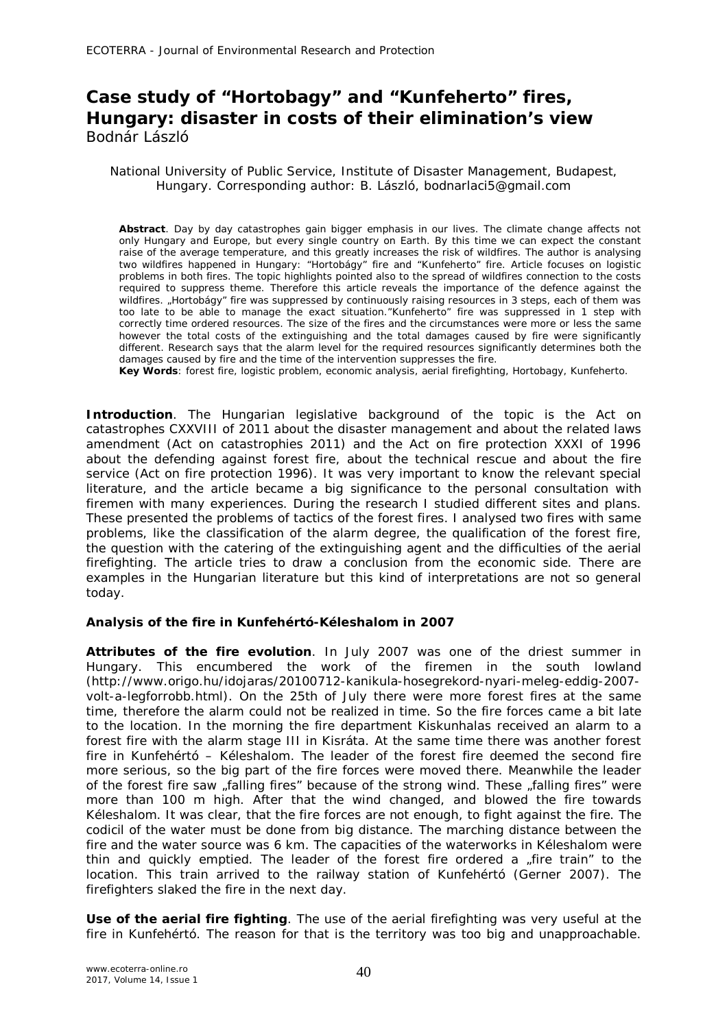# Case study of "Hortobagy" and "Kunfeherto" fires, Hungary: disaster in costs of their elimination's view

Bodnár László

National University of Public Service, Institute of Disaster Management, Budapest, Hungary. Corresponding author: B. László, bodnarlaci5@gmail.com

**Abstract**. Day by day catastrophes gain bigger emphasis in our lives. The climate change affects not only Hungary and Europe, but every single country on Earth. By this time we can expect the constant raise of the average temperature, and this greatly increases the risk of wildfires. The author is analysing two wildfires happened in Hungary: "Hortobágy" fire and "Kunfeherto" fire. Article focuses on logistic problems in both fires. The topic highlights pointed also to the spread of wildfires connection to the costs required to suppress theme. Therefore this article reveals the importance of the defence against the wildfires. „Hortobágy" fire was suppressed by continuously raising resources in 3 steps, each of them was too late to be able to manage the exact situation."Kunfeherto" fire was suppressed in 1 step with correctly time ordered resources. The size of the fires and the circumstances were more or less the same however the total costs of the extinguishing and the total damages caused by fire were significantly different. Research says that the alarm level for the required resources significantly determines both the damages caused by fire and the time of the intervention suppresses the fire.

**Key Words**: forest fire, logistic problem, economic analysis, aerial firefighting, Hortobagy, Kunfeherto.

**Introduction**. The Hungarian legislative background of the topic is the Act on catastrophes CXXVIII of 2011 about the disaster management and about the related laws amendment (Act on catastrophies 2011) and the Act on fire protection XXXI of 1996 about the defending against forest fire, about the technical rescue and about the fire service (Act on fire protection 1996). It was very important to know the relevant special literature, and the article became a big significance to the personal consultation with firemen with many experiences. During the research I studied different sites and plans. These presented the problems of tactics of the forest fires. I analysed two fires with same problems, like the classification of the alarm degree, the qualification of the forest fire, the question with the catering of the extinguishing agent and the difficulties of the aerial firefighting. The article tries to draw a conclusion from the economic side. There are examples in the Hungarian literature but this kind of interpretations are not so general today.

### Analysis of the fire in Kunfehértó-Késleshalom in 2007

**Attributes of the fire evolution**. In July 2007 was one of the driest summer in Hungary. This encumbered the work of the firemen in the south lowland (http://www.origo.hu/idojaras/20100712-kanikula-hosegrekord-nyari-meleg-eddig-2007-volt-a-legforrobb.html). On the 25th of July there were more forest fires at the same time, therefore the alarm could not be realized in time. So the fire forces came a bit late to the location. In the morning the fire department Kiskunhalas received an alarm to a forest fire with the alarm stage III in Kisráta. At the same time there was another forest fire in Kunfehértó – Késleshalom. The leader of the forest fire deemed the second fire more serious, so the big part of the fire forces were moved there. Meanwhile the leader of the forest fire saw „falling fires" because of the strong wind. These „falling fires" were more than 100 m high. After that the wind changed, and blowed the fire towards Késleshalom. It was clear, that the fire forces are not enough, to fight against the fire. The codicil of the water must be done from big distance. The marching distance between the fire and the water source was 6 km. The capacities of the waterworks in Késleshalom were thin and quickly emptied. The leader of the forest fire ordered a „fire train" to the location. This train arrived to the railway station of Kunfehértó (Gerner 2007). The firefighters slaked the fire in the next day.

**Use of the aerial fire fighting**. The use of the aerial firefighting was very useful at the fire in Kunfehértó. The reason for that is the territory was too big and unapproachable.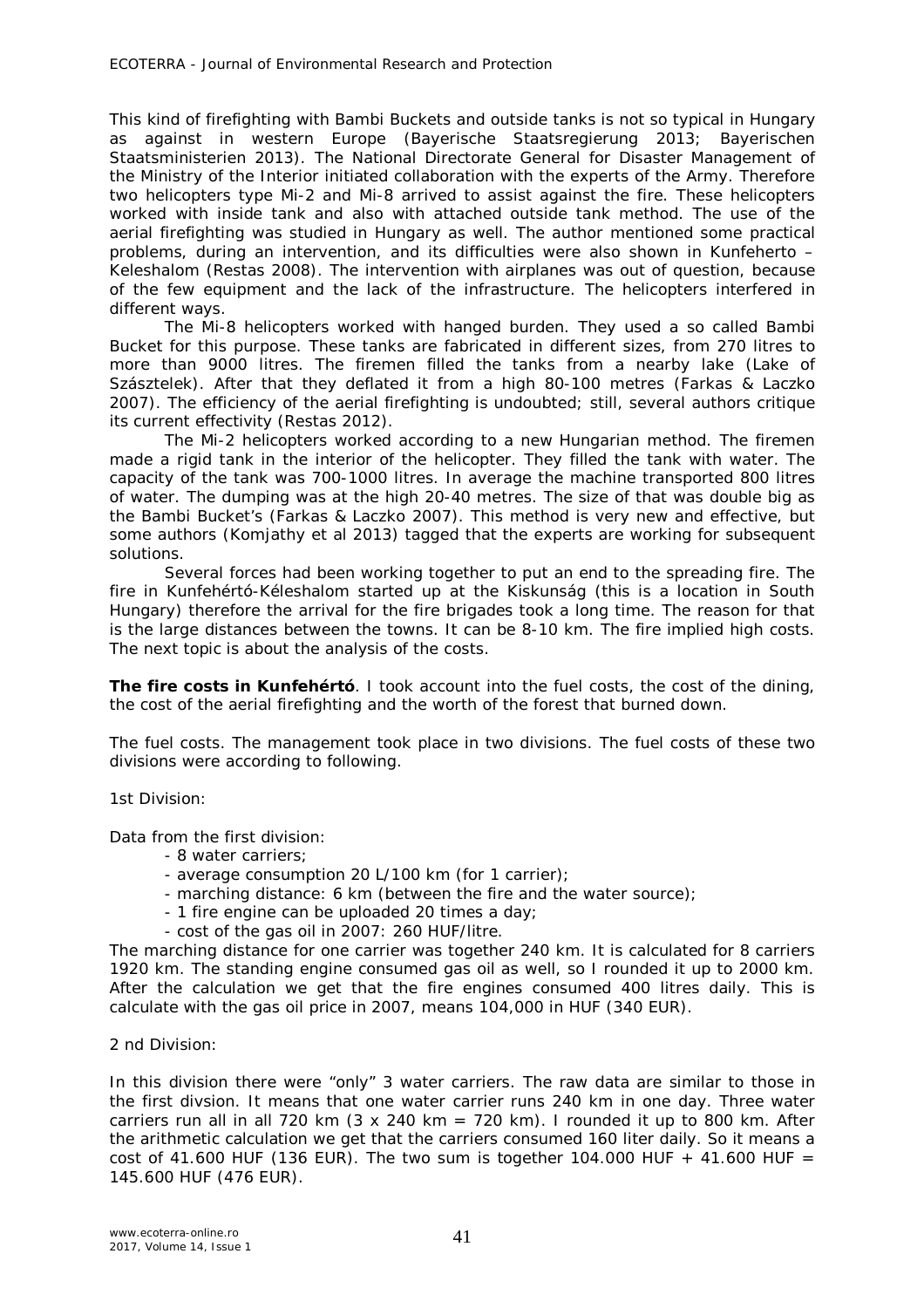This kind of firefighting with Bambi Buckets and outside tanks is not so typical in Hungary as against in western Europe (Bayerische Staatsregierung 2013; Bayerischen Staatsministerien 2013). The National Directorate General for Disaster Management of the Ministry of the Interior initiated collaboration with the experts of the Army. Therefore two helicopters type Mi-2 and Mi-8 arrived to assist against the fire. These helicopters worked with inside tank and also with attached outside tank method. The use of the aerial firefighting was studied in Hungary as well. The author mentioned some practical problems, during an intervention, and its difficulties were also shown in Kunfeherto – Keleshalom (Restas 2008). The intervention with airplanes was out of question, because of the few equipment and the lack of the infrastructure. The helicopters interfered in different ways.

The Mi-8 helicopters worked with hanged burden. They used a so called Bambi Bucket for this purpose. These tanks are fabricated in different sizes, from 270 litres to more than 9000 litres. The firemen filled the tanks from a nearby lake (Lake of Szásztelek). After that they deflated it from a high 80-100 metres (Farkas & Laczko 2007). The efficiency of the aerial firefighting is undoubted; still, several authors critique its current effectivity (Restas 2012).

The Mi-2 helicopters worked according to a new Hungarian method. The firemen made a rigid tank in the interior of the helicopter. They filled the tank with water. The capacity of the tank was 700-1000 litres. In average the machine transported 800 litres of water. The dumping was at the high 20-40 metres. The size of that was double big as the Bambi Bucket's (Farkas & Laczko 2007). This method is very new and effective, but some authors (Komjathy et al 2013) tagged that the experts are working for subsequent solutions.

Several forces had been working together to put an end to the spreading fire. The fire in Kunfehértó-Kéleshalom started up at the Kiskunság (this is a location in South Hungary) therefore the arrival for the fire brigades took a long time. The reason for that is the large distances between the towns. It can be 8-10 km. The fire implied high costs. The next topic is about the analysis of the costs.

**The fire costs in Kunfehértó**. I took account into the fuel costs, the cost of the dining, the cost of the aerial firefighting and the worth of the forest that burned down.

The fuel costs. The management took place in two divisions. The fuel costs of these two divisions were according to following.

1st Division:

Data from the first division:

- 8 water carriers;
- average consumption 20 L/100 km (for 1 carrier);
- marching distance: 6 km (between the fire and the water source);
- 1 fire engine can be uploaded 20 times a day;
- cost of the gas oil in 2007: 260 HUF/litre.

The marching distance for one carrier was together 240 km. It is calculated for 8 carriers 1920 km. The standing engine consumed gas oil as well, so I rounded it up to 2000 km. After the calculation we get that the fire engines consumed 400 litres daily. This is calculate with the gas oil price in 2007, means 104,000 in HUF (340 EUR).

2 nd Division:

In this division there were "only" 3 water carriers. The raw data are similar to those in the first divsion. It means that one water carrier runs 240 km in one day. Three water carriers run all in all 720 km (3 x 240 km = 720 km). I rounded it up to 800 km. After the arithmetic calculation we get that the carriers consumed 160 liter daily. So it means a cost of 41.600 HUF (136 EUR). The two sum is together 104.000 HUF + 41.600 HUF = 145.600 HUF (476 EUR).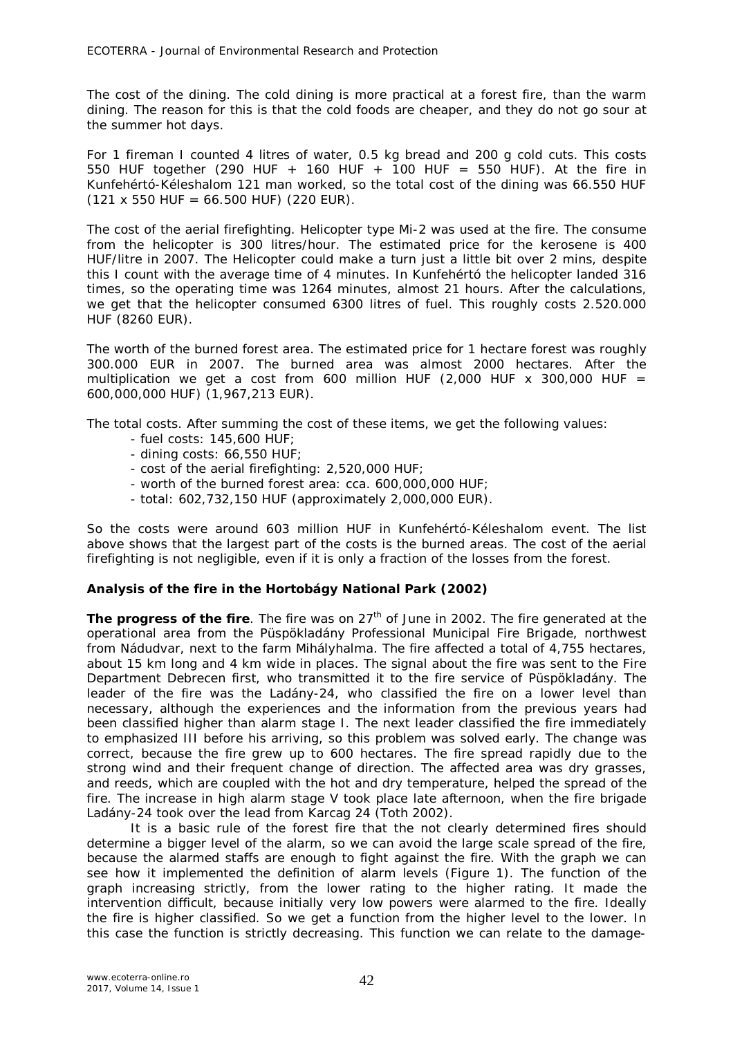The cost of the dining. The cold dining is more practical at a forest fire, than the warm dining. The reason for this is that the cold foods are cheaper, and they do not go sour at the summer hot days.

For 1 fireman I counted 4 litres of water, 0.5 kg bread and 200 g cold cuts. This costs 550 HUF together (290 HUF + 160 HUF + 100 HUF = 550 HUF). At the fire in Kunfehértó-Kéleshalom 121 man worked, so the total cost of the dining was 66.550 HUF (121 x 550 HUF = 66.500 HUF) (220 EUR).

The cost of the aerial firefighting. Helicopter type Mi-2 was used at the fire. The consume from the helicopter is 300 litres/hour. The estimated price for the kerosene is 400 HUF/litre in 2007. The Helicopter could make a turn just a little bit over 2 mins, despite this I count with the average time of 4 minutes. In Kunfehértó the helicopter landed 316 times, so the operating time was 1264 minutes, almost 21 hours. After the calculations, we get that the helicopter consumed 6300 litres of fuel. This roughly costs 2.520.000 HUF (8260 EUR).

The worth of the burned forest area. The estimated price for 1 hectare forest was roughly 300.000 EUR in 2007. The burned area was almost 2000 hectares. After the multiplication we get a cost from 600 million HUF (2,000 HUF x 300,000 HUF = 600,000,000 HUF) (1,967,213 EUR).

The total costs. After summing the cost of these items, we get the following values:

- fuel costs: 145,600 HUF;
- dining costs: 66,550 HUF;
- cost of the aerial firefighting: 2,520,000 HUF;
- worth of the burned forest area: cca. 600,000,000 HUF;
- total: 602,732,150 HUF (approximately 2,000,000 EUR).

So the costs were around 603 million HUF in Kunfehértó-Kéleshalom event. The list above shows that the largest part of the costs is the burned areas. The cost of the aerial firefighting is not negligible, even if it is only a fraction of the losses from the forest.

**Analysis of the fire in the Hortobágy National Park (2002)**

**The progress of the fire**. The fire was on 27th of June in 2002. The fire generated at the operational area from the Püspökladány Professional Municipal Fire Brigade, northwest from Nádudvar, next to the farm Mihályhalma. The fire affected a total of 4,755 hectares, about 15 km long and 4 km wide in places. The signal about the fire was sent to the Fire Department Debrecen first, who transmitted it to the fire service of Püspökladány. The leader of the fire was the Ladány-24, who classified the fire on a lower level than necessary, although the experiences and the information from the previous years had been classified higher than alarm stage I. The next leader classified the fire immediately to emphasized III before his arriving, so this problem was solved early. The change was correct, because the fire grew up to 600 hectares. The fire spread rapidly due to the strong wind and their frequent change of direction. The affected area was dry grasses, and reeds, which are coupled with the hot and dry temperature, helped the spread of the fire. The increase in high alarm stage V took place late afternoon, when the fire brigade Ladány-24 took over the lead from Karcag 24 (Toth 2002).

It is a basic rule of the forest fire that the not clearly determined fires should determine a bigger level of the alarm, so we can avoid the large scale spread of the fire, because the alarmed staffs are enough to fight against the fire. With the graph we can see how it implemented the definition of alarm levels (Figure 1). The function of the graph increasing strictly, from the lower rating to the higher rating. It made the intervention difficult, because initially very low powers were alarmed to the fire. Ideally the fire is higher classified. So we get a function from the higher level to the lower. In this case the function is strictly decreasing. This function we can relate to the damage-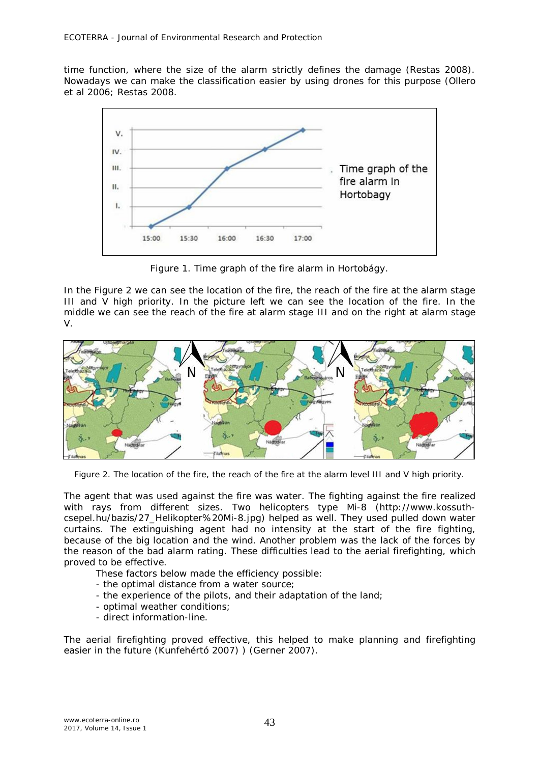time function, where the size of the alarm strictly defines the damage (Restas 2008). Nowadays we can make the classification easier by using drones for this purpose (Ollero et al 2006; Restas 2008.

Figure 1. Time graph of the fire alarm in Hortobágy.

In the Figure 2 we can see the location of the fire, the reach of the fire at the alarm stage III and V high priority. In the picture left we can see the location of the fire. In the middle we can see the reach of the fire at alarm stage III and on the right at alarm stage V.

Figure 2. The location of the fire, the reach of the fire at the alarm level III and V high priority.

The agent that was used against the fire was water. The fighting against the fire realized with rays from different sizes. Two helicopters type Mi-8 (http://www.kossuth-csepel.hu/bazis/27_Helikopter%20Mi-8.jpg) helped as well. They used pulled down water curtains. The extinguishing agent had no intensity at the start of the fire fighting, because of the big location and the wind. Another problem was the lack of the forces by the reason of the bad alarm rating. These difficulties lead to the aerial firefighting, which proved to be effective.

These factors below made the efficiency possible:

- the optimal distance from a water source;
- the experience of the pilots, and their adaptation of the land;
- optimal weather conditions;
- direct information-line.

The aerial firefighting proved effective, this helped to make planning and firefighting easier in the future (Kunfehértó 2007) ) (Gerner 2007).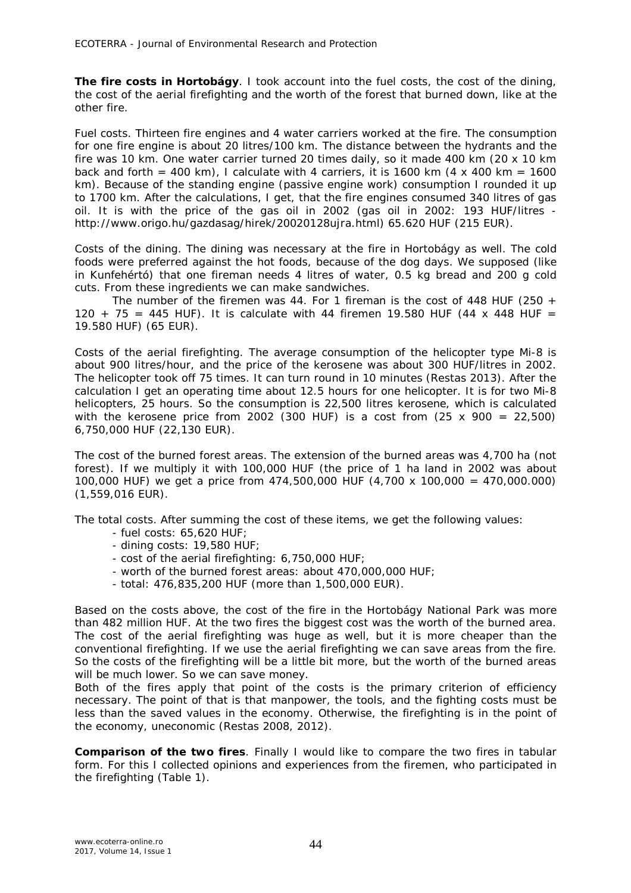**The fire costs in Hortobágy**. I took account into the fuel costs, the cost of the dining, the cost of the aerial firefighting and the worth of the forest that burned down, like at the other fire.

Fuel costs. Thirteen fire engines and 4 water carriers worked at the fire. The consumption for one fire engine is about 20 litres/100 km. The distance between the hydrants and the fire was 10 km. One water carrier turned 20 times daily, so it made 400 km (20 x 10 km back and forth = 400 km), I calculate with 4 carriers, it is 1600 km (4 x 400 km = 1600 km). Because of the standing engine (passive engine work) consumption I rounded it up to 1700 km. After the calculations, I get, that the fire engines consumed 340 litres of gas oil. It is with the price of the gas oil in 2002 (gas oil in 2002: 193 HUF/litres - http://www.origo.hu/gazdasag/hirek/20020128ujra.html) 65.620 HUF (215 EUR).

Costs of the dining. The dining was necessary at the fire in Hortobágy as well. The cold foods were preferred against the hot foods, because of the dog days. We supposed (like in Kunfehértó) that one fireman needs 4 litres of water, 0.5 kg bread and 200 g cold cuts. From these ingredients we can make sandwiches.

The number of the firemen was 44. For 1 fireman is the cost of 448 HUF (250 + 120 + 75 = 445 HUF). It is calculate with 44 firemen 19.580 HUF (44 x 448 HUF = 19.580 HUF) (65 EUR).

Costs of the aerial firefighting. The average consumption of the helicopter type Mi-8 is about 900 litres/hour, and the price of the kerosene was about 300 HUF/litres in 2002. The helicopter took off 75 times. It can turn round in 10 minutes (Restas 2013). After the calculation I get an operating time about 12.5 hours for one helicopter. It is for two Mi-8 helicopters, 25 hours. So the consumption is 22,500 litres kerosene, which is calculated with the kerosene price from 2002 (300 HUF) is a cost from (25 x 900 = 22,500) 6,750,000 HUF (22,130 EUR).

The cost of the burned forest areas. The extension of the burned areas was 4,700 ha (not forest). If we multiply it with 100,000 HUF (the price of 1 ha land in 2002 was about 100,000 HUF) we get a price from 474,500,000 HUF (4,700 x 100,000 = 470,000.000) (1,559,016 EUR).

The total costs. After summing the cost of these items, we get the following values:

- fuel costs: 65,620 HUF;
- dining costs: 19,580 HUF;
- cost of the aerial firefighting: 6,750,000 HUF;
- worth of the burned forest areas: about 470,000,000 HUF;
- total: 476,835,200 HUF (more than 1,500,000 EUR).

Based on the costs above, the cost of the fire in the Hortobágy National Park was more than 482 million HUF. At the two fires the biggest cost was the worth of the burned area. The cost of the aerial firefighting was huge as well, but it is more cheaper than the conventional firefighting. If we use the aerial firefighting we can save areas from the fire. So the costs of the firefighting will be a little bit more, but the worth of the burned areas will be much lower. So we can save money.

Both of the fires apply that point of the costs is the primary criterion of efficiency necessary. The point of that is that manpower, the tools, and the fighting costs must be less than the saved values in the economy. Otherwise, the firefighting is in the point of the economy, uneconomic (Restas 2008, 2012).

**Comparison of the two fires**. Finally I would like to compare the two fires in tabular form. For this I collected opinions and experiences from the firemen, who participated in the firefighting (Table 1).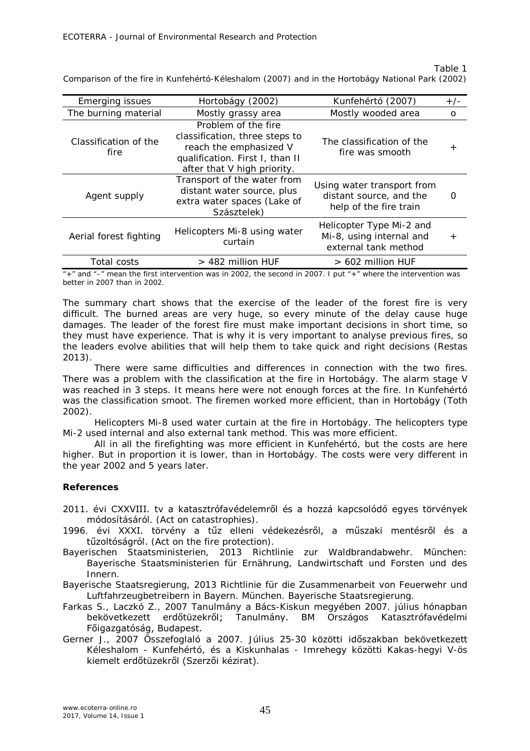Table 1

Comparison of the fire in Kunfehértó-Kéleshalom (2007) and in the Hortobágy National Park (2002)

| Emerging issues | Hortobágy (2002) | Kunfehértó (2007) | +/- |
|---|---|---|---|
| The burning material | Mostly grassy area | Mostly wooded area | o |
| Classification of the fire | Problem of the fire classification, three steps to reach the emphasized V qualification. First I, than II after that V high priority. | The classification of the fire was smooth | + |
| Agent supply | Transport of the water from distant water source, plus extra water spaces (Lake of Szásztelek) | Using water transport from distant source, and the help of the fire train | 0 |
| Aerial forest fighting | Helicopters Mi-8 using water curtain | Helicopter Type Mi-2 and Mi-8, using internal and external tank method | + |
| Total costs | > 482 million HUF | > 602 million HUF | |

"+" and "–" mean the first intervention was in 2002, the second in 2007. I put "+" where the intervention was better in 2007 than in 2002.

The summary chart shows that the exercise of the leader of the forest fire is very difficult. The burned areas are very huge, so every minute of the delay cause huge damages. The leader of the forest fire must make important decisions in short time, so they must have experience. That is why it is very important to analyse previous fires, so the leaders evolve abilities that will help them to take quick and right decisions (Restas 2013).

There were same difficulties and differences in connection with the two fires. There was a problem with the classification at the fire in Hortobágy. The alarm stage V was reached in 3 steps. It means here were not enough forces at the fire. In Kunfehértó was the classification smoot. The firemen worked more efficient, than in Hortobágy (Toth 2002).

Helicopters Mi-8 used water curtain at the fire in Hortobágy. The helicopters type Mi-2 used internal and also external tank method. This was more efficient.

All in all the firefighting was more efficient in Kunfehértó, but the costs are here higher. But in proportion it is lower, than in Hortobágy. The costs were very different in the year 2002 and 5 years later.

## References

2011. évi CXXVIII. tv a katasztrófavédelemről és a hozzá kapcsolódó egyes törvények módosításáról. (Act on catastrophies).

1996. évi XXXI. törvény a tűz elleni védekezésről, a műszaki mentésről és a tűzoltóságról. (Act on the fire protection).

Bayerischen Staatsministerien, 2013 Richtlinie zur Waldbrandabwehr. München: Bayerische Staatsministerien für Ernährung, Landwirtschaft und Forsten und des Innern.

Bayerische Staatsregierung, 2013 Richtlinie für die Zusammenarbeit von Feuerwehr und Luftfahrzeugbetreibern in Bayern. München. Bayerische Staatsregierung.

Farkas S., Laczkó Z., 2007 Tanulmány a Bács-Kiskun megyében 2007. július hónapban bekövetkezett erdőtüzekről; Tanulmány. BM Országos Katasztrófavédelmi Főigazgatóság, Budapest.

Gerner J., 2007 Összefoglaló a 2007. Július 25-30 közötti időszakban bekövetkezett Kéleshalom - Kunfehértó, és a Kiskunhalas - Imrehegy közötti Kakas-hegyi V-ös kiemelt erdőtüzekről (Szerzői kézirat).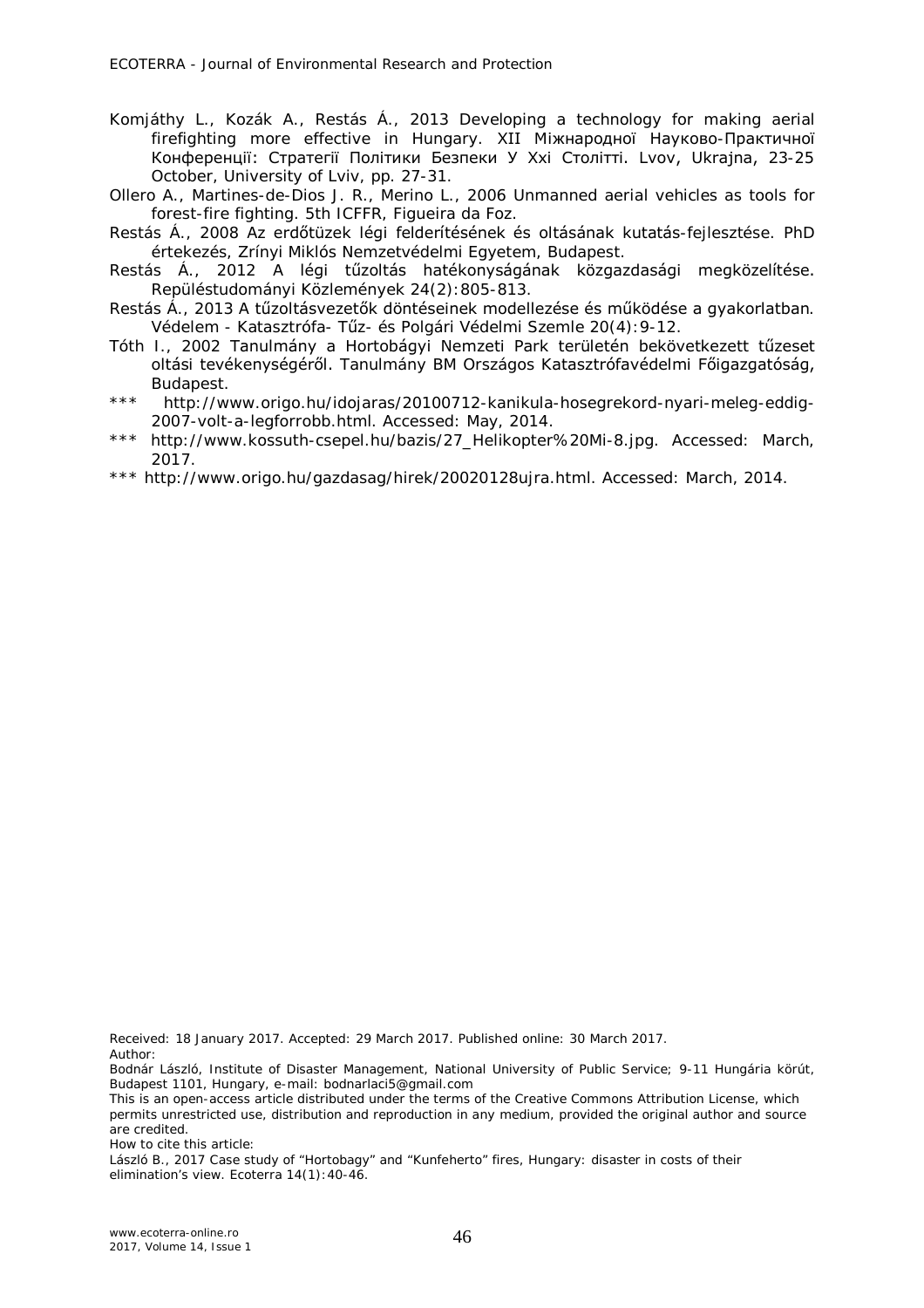Komjáthy L., Kozák A., Restás Á., 2013 Developing a technology for making aerial firefighting more effective in Hungary. XII Міжнародної Науково-Практичної Конференції: Стратегії Політики Безпеки У Xxi Столітті. Lvov, Ukrajna, 23-25 October, University of Lviv, pp. 27-31.

Ollero A., Martines-de-Dios J. R., Merino L., 2006 Unmanned aerial vehicles as tools for forest-fire fighting. 5th ICFFR, Figueira da Foz.

Restás Á., 2008 Az erdőtüzek légi felderítésének és oltásának kutatás-fejlesztése. PhD értekezés, Zrínyi Miklós Nemzetvédelmi Egyetem, Budapest.

Restás Á., 2012 A légi tűzoltás hatékonyságának közgazdasági megközelítése. Repüléstudományi Közlemények 24(2):805-813.

Restás Á., 2013 A tűzoltásvezetők döntéseinek modellezése és működése a gyakorlatban. Védelem - Katasztrófa- Tűz- és Polgári Védelmi Szemle 20(4):9-12.

Tóth I., 2002 Tanulmány a Hortobágyi Nemzeti Park területén bekövetkezett tűzeset oltási tevékenységéről. Tanulmány BM Országos Katasztrófavédelmi Főigazgatóság, Budapest.

*** http://www.origo.hu/idojaras/20100712-kanikula-hosegrekord-nyari-meleg-eddig-2007-volt-a-legforrobb.html. Accessed: May, 2014.

*** http://www.kossuth-csepel.hu/bazis/27_Helikopter%20Mi-8.jpg. Accessed: March, 2017.

*** http://www.origo.hu/gazdasag/hirek/20020128ujra.html. Accessed: March, 2014.

Received: 18 January 2017. Accepted: 29 March 2017. Published online: 30 March 2017.

Author:

Bodnár László, Institute of Disaster Management, National University of Public Service; 9-11 Hungária körút, Budapest 1101, Hungary, e-mail: bodnarlaci5@gmail.com

This is an open-access article distributed under the terms of the Creative Commons Attribution License, which permits unrestricted use, distribution and reproduction in any medium, provided the original author and source are credited.

How to cite this article:

László B., 2017 Case study of "Hortobagy" and "Kunfeherto" fires, Hungary: disaster in costs of their elimination's view. Ecoterra 14(1):40-46.